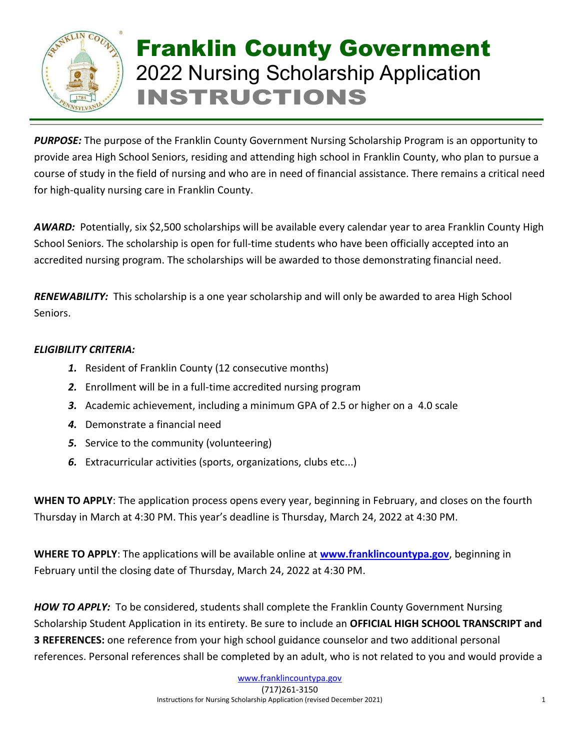# Franklin County Government

## 2022 Nursing Scholarship Application

# INSTRUCTIONS

***PURPOSE:*** The purpose of the Franklin County Government Nursing Scholarship Program is an opportunity to provide area High School Seniors, residing and attending high school in Franklin County, who plan to pursue a course of study in the field of nursing and who are in need of financial assistance. There remains a critical need for high-quality nursing care in Franklin County.

***AWARD:*** Potentially, six $2,500 scholarships will be available every calendar year to area Franklin County High School Seniors. The scholarship is open for full-time students who have been officially accepted into an accredited nursing program. The scholarships will be awarded to those demonstrating financial need.

***RENEWABILITY:*** This scholarship is a one year scholarship and will only be awarded to area High School Seniors.

***ELIGIBILITY CRITERIA:***

1. Resident of Franklin County (12 consecutive months)
2. Enrollment will be in a full-time accredited nursing program
3. Academic achievement, including a minimum GPA of 2.5 or higher on a 4.0 scale
4. Demonstrate a financial need
5. Service to the community (volunteering)
6. Extracurricular activities (sports, organizations, clubs etc...)

**WHEN TO APPLY**: The application process opens every year, beginning in February, and closes on the fourth Thursday in March at 4:30 PM. This year's deadline is Thursday, March 24, 2022 at 4:30 PM.

**WHERE TO APPLY**: The applications will be available online at **www.franklincountypa.gov**, beginning in February until the closing date of Thursday, March 24, 2022 at 4:30 PM.

***HOW TO APPLY:*** To be considered, students shall complete the Franklin County Government Nursing Scholarship Student Application in its entirety. Be sure to include an **OFFICIAL HIGH SCHOOL TRANSCRIPT and 3 REFERENCES:** one reference from your high school guidance counselor and two additional personal references. Personal references shall be completed by an adult, who is not related to you and would provide a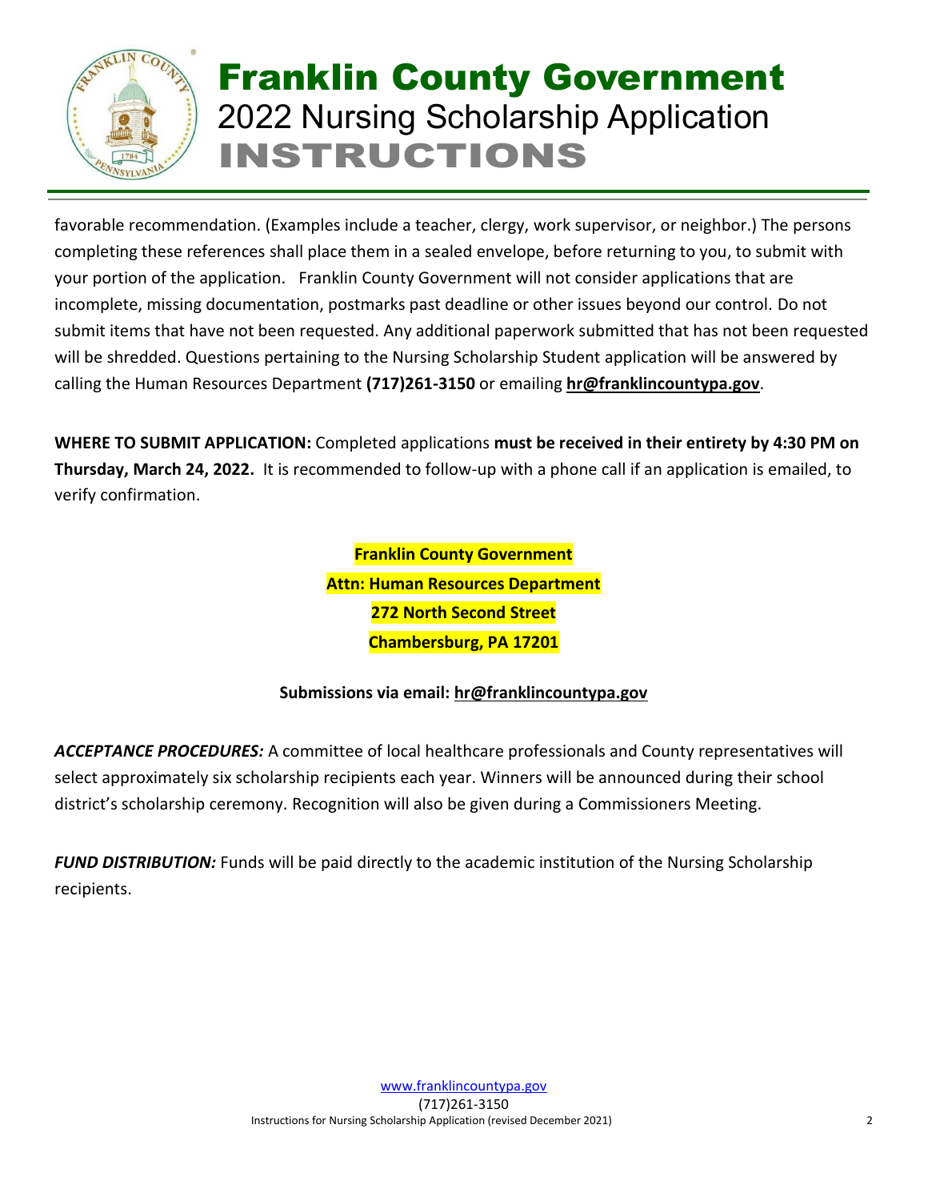# Franklin County Government

2022 Nursing Scholarship Application

# INSTRUCTIONS

favorable recommendation. (Examples include a teacher, clergy, work supervisor, or neighbor.) The persons completing these references shall place them in a sealed envelope, before returning to you, to submit with your portion of the application. Franklin County Government will not consider applications that are incomplete, missing documentation, postmarks past deadline or other issues beyond our control. Do not submit items that have not been requested. Any additional paperwork submitted that has not been requested will be shredded. Questions pertaining to the Nursing Scholarship Student application will be answered by calling the Human Resources Department **(717)261-3150** or emailing **hr@franklincountypa.gov**.

**WHERE TO SUBMIT APPLICATION:** Completed applications **must be received in their entirety by 4:30 PM on Thursday, March 24, 2022.** It is recommended to follow-up with a phone call if an application is emailed, to verify confirmation.

**Franklin County Government**
**Attn: Human Resources Department**
**272 North Second Street**
**Chambersburg, PA 17201**

**Submissions via email: hr@franklincountypa.gov**

***ACCEPTANCE PROCEDURES:*** A committee of local healthcare professionals and County representatives will select approximately six scholarship recipients each year. Winners will be announced during their school district's scholarship ceremony. Recognition will also be given during a Commissioners Meeting.

***FUND DISTRIBUTION:*** Funds will be paid directly to the academic institution of the Nursing Scholarship recipients.